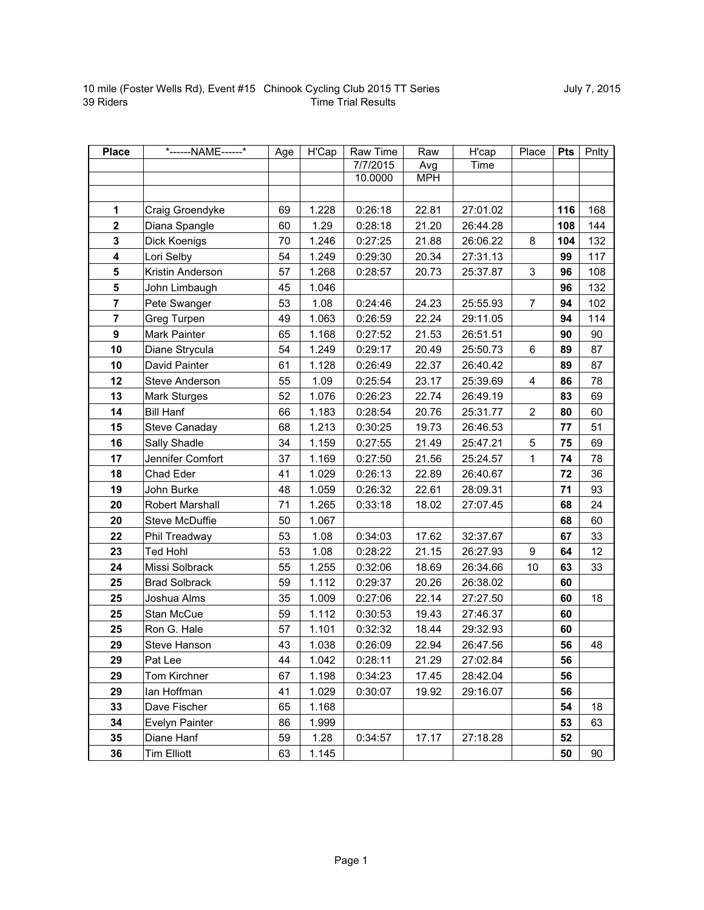10 mile (Foster Wells Rd), Event #15 Chinook Cycling Club 2015 TT Series July 7, 2015

39 Riders Time Trial Results

| Place | *------NAME------* | Age | H'Cap | Raw Time | Raw | H'cap | Place | Pts | Pnlty |
|---|---|---|---|---|---|---|---|---|---|
| | | | | 7/7/2015 | Avg | Time | | | |
| | | | | 10.0000 | MPH | | | | |
| | | | | | | | | | |
| 1 | Craig Groendyke | 69 | 1.228 | 0:26:18 | 22.81 | 27:01.02 | | **116** | 168 |
| 2 | Diana Spangle | 60 | 1.29 | 0:28:18 | 21.20 | 26:44.28 | | **108** | 144 |
| 3 | Dick Koenigs | 70 | 1.246 | 0:27:25 | 21.88 | 26:06.22 | 8 | **104** | 132 |
| 4 | Lori Selby | 54 | 1.249 | 0:29:30 | 20.34 | 27:31.13 | | **99** | 117 |
| 5 | Kristin Anderson | 57 | 1.268 | 0:28:57 | 20.73 | 25:37.87 | 3 | **96** | 108 |
| 5 | John Limbaugh | 45 | 1.046 | | | | | **96** | 132 |
| 7 | Pete Swanger | 53 | 1.08 | 0:24:46 | 24.23 | 25:55.93 | 7 | **94** | 102 |
| 7 | Greg Turpen | 49 | 1.063 | 0:26:59 | 22.24 | 29:11.05 | | **94** | 114 |
| 9 | Mark Painter | 65 | 1.168 | 0:27:52 | 21.53 | 26:51.51 | | **90** | 90 |
| 10 | Diane Strycula | 54 | 1.249 | 0:29:17 | 20.49 | 25:50.73 | 6 | **89** | 87 |
| 10 | David Painter | 61 | 1.128 | 0:26:49 | 22.37 | 26:40.42 | | **89** | 87 |
| 12 | Steve Anderson | 55 | 1.09 | 0:25:54 | 23.17 | 25:39.69 | 4 | **86** | 78 |
| 13 | Mark Sturges | 52 | 1.076 | 0:26:23 | 22.74 | 26:49.19 | | **83** | 69 |
| 14 | Bill Hanf | 66 | 1.183 | 0:28:54 | 20.76 | 25:31.77 | 2 | **80** | 60 |
| 15 | Steve Canaday | 68 | 1.213 | 0:30:25 | 19.73 | 26:46.53 | | **77** | 51 |
| 16 | Sally Shadle | 34 | 1.159 | 0:27:55 | 21.49 | 25:47.21 | 5 | **75** | 69 |
| 17 | Jennifer Comfort | 37 | 1.169 | 0:27:50 | 21.56 | 25:24.57 | 1 | **74** | 78 |
| 18 | Chad Eder | 41 | 1.029 | 0:26:13 | 22.89 | 26:40.67 | | **72** | 36 |
| 19 | John Burke | 48 | 1.059 | 0:26:32 | 22.61 | 28:09.31 | | **71** | 93 |
| 20 | Robert Marshall | 71 | 1.265 | 0:33:18 | 18.02 | 27:07.45 | | **68** | 24 |
| 20 | Steve McDuffie | 50 | 1.067 | | | | | **68** | 60 |
| 22 | Phil Treadway | 53 | 1.08 | 0:34:03 | 17.62 | 32:37.67 | | **67** | 33 |
| 23 | Ted Hohl | 53 | 1.08 | 0:28:22 | 21.15 | 26:27.93 | 9 | **64** | 12 |
| 24 | Missi Solbrack | 55 | 1.255 | 0:32:06 | 18.69 | 26:34.66 | 10 | **63** | 33 |
| 25 | Brad Solbrack | 59 | 1.112 | 0:29:37 | 20.26 | 26:38.02 | | **60** | |
| 25 | Joshua Alms | 35 | 1.009 | 0:27:06 | 22.14 | 27:27.50 | | **60** | 18 |
| 25 | Stan McCue | 59 | 1.112 | 0:30:53 | 19.43 | 27:46.37 | | **60** | |
| 25 | Ron G. Hale | 57 | 1.101 | 0:32:32 | 18.44 | 29:32.93 | | **60** | |
| 29 | Steve Hanson | 43 | 1.038 | 0:26:09 | 22.94 | 26:47.56 | | **56** | 48 |
| 29 | Pat Lee | 44 | 1.042 | 0:28:11 | 21.29 | 27:02.84 | | **56** | |
| 29 | Tom Kirchner | 67 | 1.198 | 0:34:23 | 17.45 | 28:42.04 | | **56** | |
| 29 | Ian Hoffman | 41 | 1.029 | 0:30:07 | 19.92 | 29:16.07 | | **56** | |
| 33 | Dave Fischer | 65 | 1.168 | | | | | **54** | 18 |
| 34 | Evelyn Painter | 86 | 1.999 | | | | | **53** | 63 |
| 35 | Diane Hanf | 59 | 1.28 | 0:34:57 | 17.17 | 27:18.28 | | **52** | |
| 36 | Tim Elliott | 63 | 1.145 | | | | | **50** | 90 |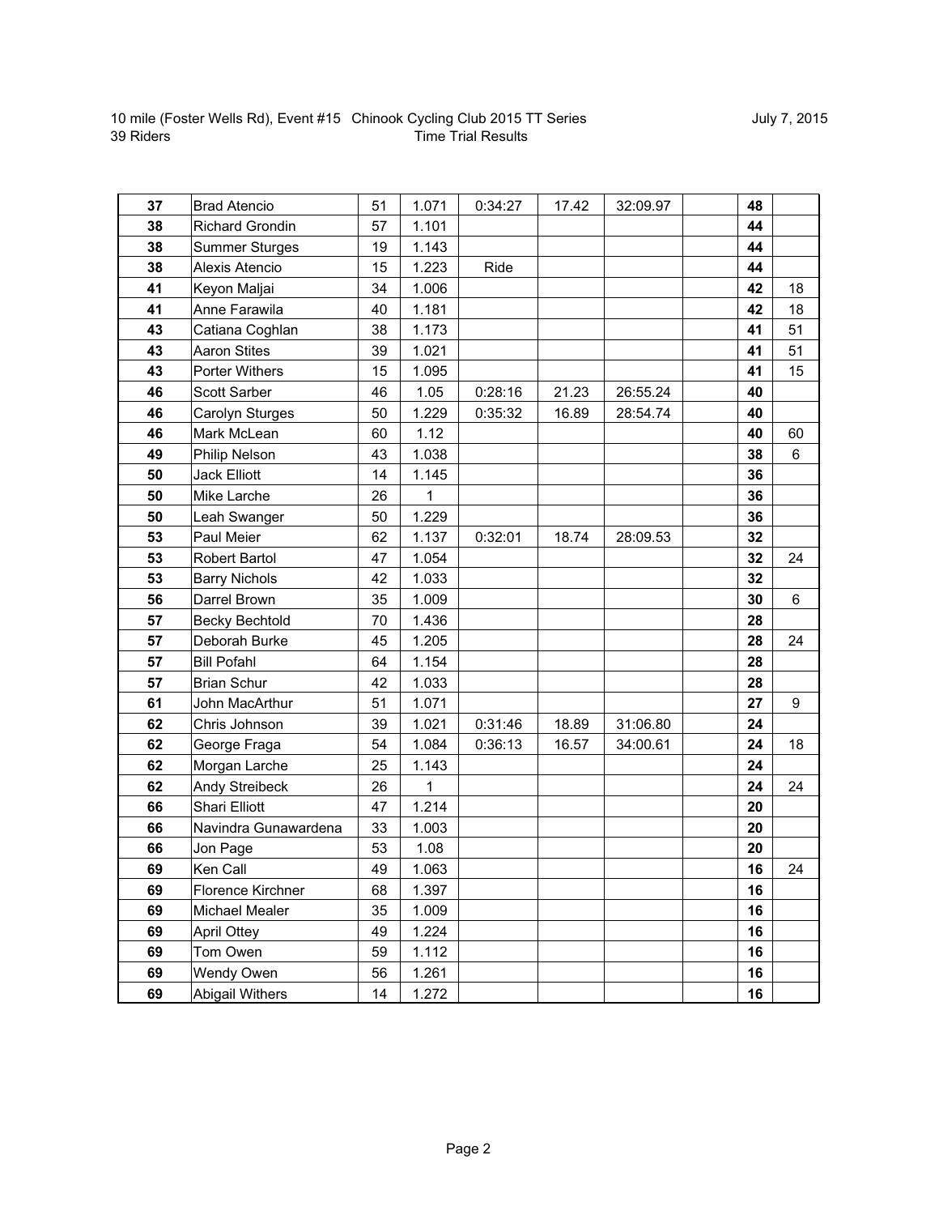10 mile (Foster Wells Rd), Event #15 Chinook Cycling Club 2015 TT Series July 7, 2015
39 Riders Time Trial Results

| | | | | | | | | | |
|---|---|---|---|---|---|---|---|---|---|
| **37** | Brad Atencio | 51 | 1.071 | 0:34:27 | 17.42 | 32:09.97 | | **48** | |
| **38** | Richard Grondin | 57 | 1.101 | | | | | **44** | |
| **38** | Summer Sturges | 19 | 1.143 | | | | | **44** | |
| **38** | Alexis Atencio | 15 | 1.223 | Ride | | | | **44** | |
| **41** | Keyon Maljai | 34 | 1.006 | | | | | **42** | 18 |
| **41** | Anne Farawila | 40 | 1.181 | | | | | **42** | 18 |
| **43** | Catiana Coghlan | 38 | 1.173 | | | | | **41** | 51 |
| **43** | Aaron Stites | 39 | 1.021 | | | | | **41** | 51 |
| **43** | Porter Withers | 15 | 1.095 | | | | | **41** | 15 |
| **46** | Scott Sarber | 46 | 1.05 | 0:28:16 | 21.23 | 26:55.24 | | **40** | |
| **46** | Carolyn Sturges | 50 | 1.229 | 0:35:32 | 16.89 | 28:54.74 | | **40** | |
| **46** | Mark McLean | 60 | 1.12 | | | | | **40** | 60 |
| **49** | Philip Nelson | 43 | 1.038 | | | | | **38** | 6 |
| **50** | Jack Elliott | 14 | 1.145 | | | | | **36** | |
| **50** | Mike Larche | 26 | 1 | | | | | **36** | |
| **50** | Leah Swanger | 50 | 1.229 | | | | | **36** | |
| **53** | Paul Meier | 62 | 1.137 | 0:32:01 | 18.74 | 28:09.53 | | **32** | |
| **53** | Robert Bartol | 47 | 1.054 | | | | | **32** | 24 |
| **53** | Barry Nichols | 42 | 1.033 | | | | | **32** | |
| **56** | Darrel Brown | 35 | 1.009 | | | | | **30** | 6 |
| **57** | Becky Bechtold | 70 | 1.436 | | | | | **28** | |
| **57** | Deborah Burke | 45 | 1.205 | | | | | **28** | 24 |
| **57** | Bill Pofahl | 64 | 1.154 | | | | | **28** | |
| **57** | Brian Schur | 42 | 1.033 | | | | | **28** | |
| **61** | John MacArthur | 51 | 1.071 | | | | | **27** | 9 |
| **62** | Chris Johnson | 39 | 1.021 | 0:31:46 | 18.89 | 31:06.80 | | **24** | |
| **62** | George Fraga | 54 | 1.084 | 0:36:13 | 16.57 | 34:00.61 | | **24** | 18 |
| **62** | Morgan Larche | 25 | 1.143 | | | | | **24** | |
| **62** | Andy Streibeck | 26 | 1 | | | | | **24** | 24 |
| **66** | Shari Elliott | 47 | 1.214 | | | | | **20** | |
| **66** | Navindra Gunawardena | 33 | 1.003 | | | | | **20** | |
| **66** | Jon Page | 53 | 1.08 | | | | | **20** | |
| **69** | Ken Call | 49 | 1.063 | | | | | **16** | 24 |
| **69** | Florence Kirchner | 68 | 1.397 | | | | | **16** | |
| **69** | Michael Mealer | 35 | 1.009 | | | | | **16** | |
| **69** | April Ottey | 49 | 1.224 | | | | | **16** | |
| **69** | Tom Owen | 59 | 1.112 | | | | | **16** | |
| **69** | Wendy Owen | 56 | 1.261 | | | | | **16** | |
| **69** | Abigail Withers | 14 | 1.272 | | | | | **16** | |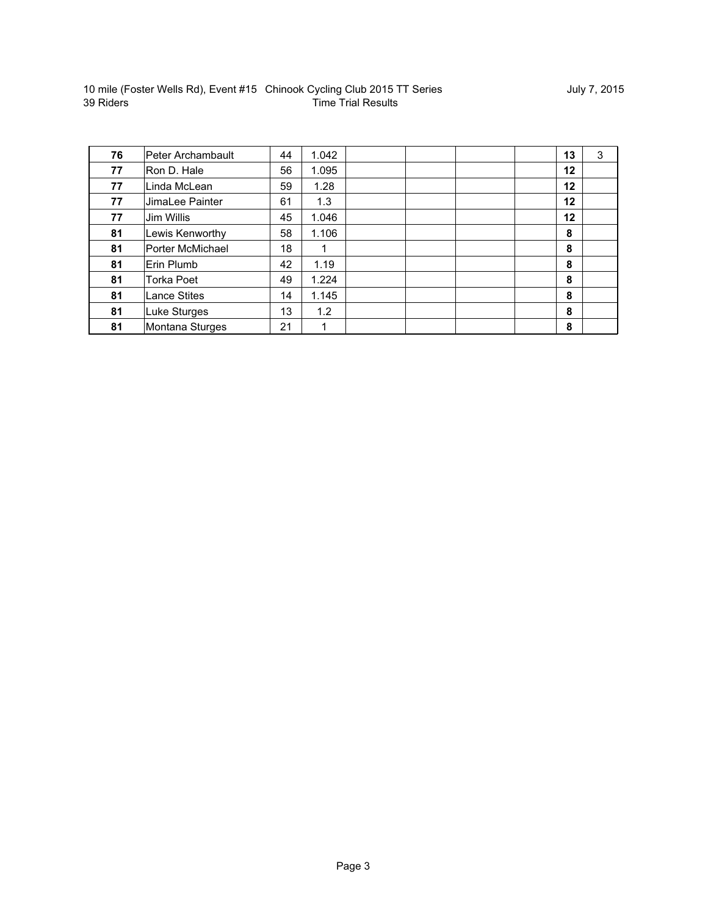10 mile (Foster Wells Rd), Event #15 Chinook Cycling Club 2015 TT Series July 7, 2015
39 Riders Time Trial Results

| | | | | | | | | | |
|---|---|---|---|---|---|---|---|---|---|
| **76** | Peter Archambault | 44 | 1.042 | | | | | **13** | 3 |
| **77** | Ron D. Hale | 56 | 1.095 | | | | | **12** | |
| **77** | Linda McLean | 59 | 1.28 | | | | | **12** | |
| **77** | JimaLee Painter | 61 | 1.3 | | | | | **12** | |
| **77** | Jim Willis | 45 | 1.046 | | | | | **12** | |
| **81** | Lewis Kenworthy | 58 | 1.106 | | | | | **8** | |
| **81** | Porter McMichael | 18 | 1 | | | | | **8** | |
| **81** | Erin Plumb | 42 | 1.19 | | | | | **8** | |
| **81** | Torka Poet | 49 | 1.224 | | | | | **8** | |
| **81** | Lance Stites | 14 | 1.145 | | | | | **8** | |
| **81** | Luke Sturges | 13 | 1.2 | | | | | **8** | |
| **81** | Montana Sturges | 21 | 1 | | | | | **8** | |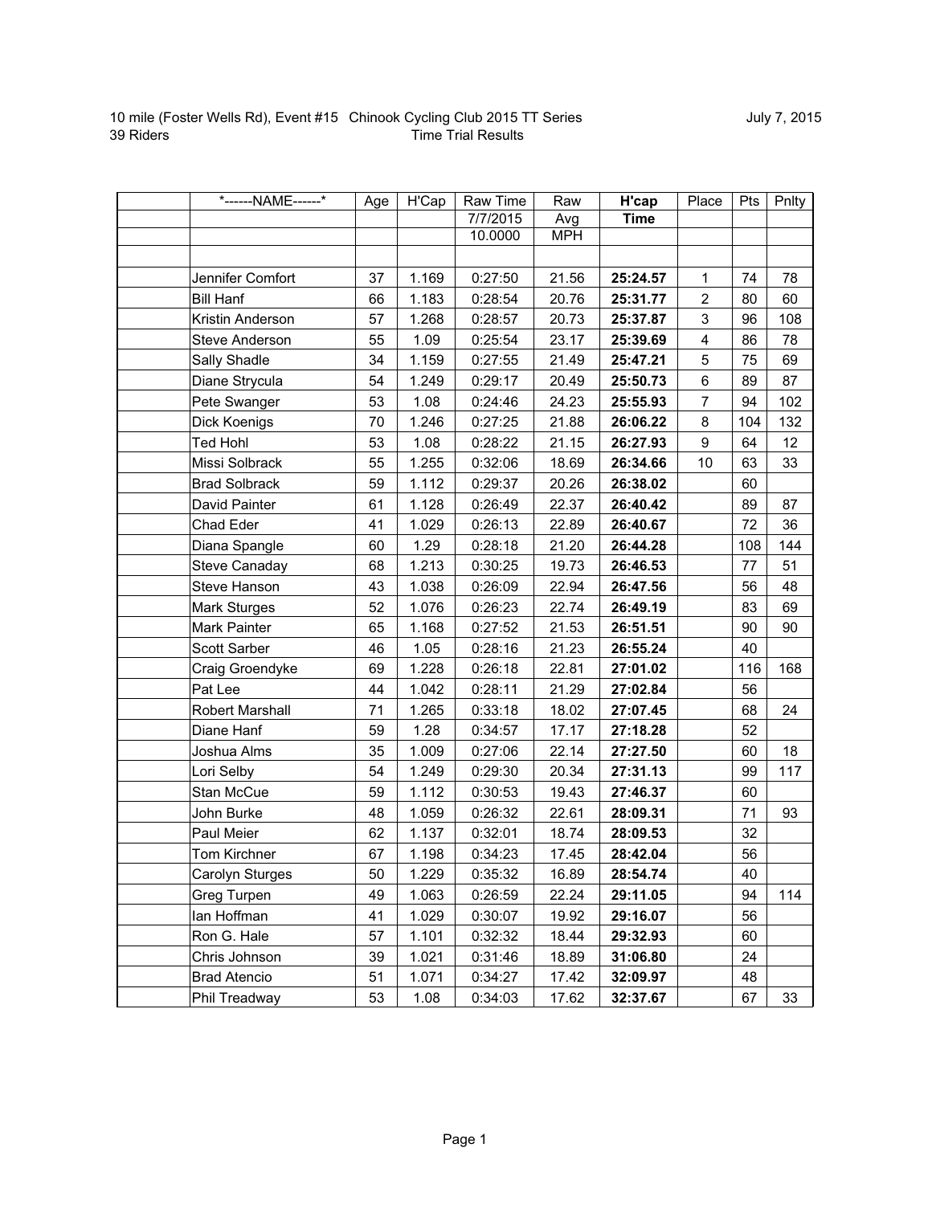10 mile (Foster Wells Rd), Event #15 Chinook Cycling Club 2015 TT Series July 7, 2015
39 Riders Time Trial Results

| | *------NAME------* | Age | H'Cap | Raw Time | Raw | **H'cap** | Place | Pts | Pnlty |
|---|---|---|---|---|---|---|---|---|---|
| | | | | 7/7/2015 | Avg | **Time** | | | |
| | | | | 10.0000 | MPH | | | | |
| | | | | | | | | | |
| | Jennifer Comfort | 37 | 1.169 | 0:27:50 | 21.56 | **25:24.57** | 1 | 74 | 78 |
| | Bill Hanf | 66 | 1.183 | 0:28:54 | 20.76 | **25:31.77** | 2 | 80 | 60 |
| | Kristin Anderson | 57 | 1.268 | 0:28:57 | 20.73 | **25:37.87** | 3 | 96 | 108 |
| | Steve Anderson | 55 | 1.09 | 0:25:54 | 23.17 | **25:39.69** | 4 | 86 | 78 |
| | Sally Shadle | 34 | 1.159 | 0:27:55 | 21.49 | **25:47.21** | 5 | 75 | 69 |
| | Diane Strycula | 54 | 1.249 | 0:29:17 | 20.49 | **25:50.73** | 6 | 89 | 87 |
| | Pete Swanger | 53 | 1.08 | 0:24:46 | 24.23 | **25:55.93** | 7 | 94 | 102 |
| | Dick Koenigs | 70 | 1.246 | 0:27:25 | 21.88 | **26:06.22** | 8 | 104 | 132 |
| | Ted Hohl | 53 | 1.08 | 0:28:22 | 21.15 | **26:27.93** | 9 | 64 | 12 |
| | Missi Solbrack | 55 | 1.255 | 0:32:06 | 18.69 | **26:34.66** | 10 | 63 | 33 |
| | Brad Solbrack | 59 | 1.112 | 0:29:37 | 20.26 | **26:38.02** | | 60 | |
| | David Painter | 61 | 1.128 | 0:26:49 | 22.37 | **26:40.42** | | 89 | 87 |
| | Chad Eder | 41 | 1.029 | 0:26:13 | 22.89 | **26:40.67** | | 72 | 36 |
| | Diana Spangle | 60 | 1.29 | 0:28:18 | 21.20 | **26:44.28** | | 108 | 144 |
| | Steve Canaday | 68 | 1.213 | 0:30:25 | 19.73 | **26:46.53** | | 77 | 51 |
| | Steve Hanson | 43 | 1.038 | 0:26:09 | 22.94 | **26:47.56** | | 56 | 48 |
| | Mark Sturges | 52 | 1.076 | 0:26:23 | 22.74 | **26:49.19** | | 83 | 69 |
| | Mark Painter | 65 | 1.168 | 0:27:52 | 21.53 | **26:51.51** | | 90 | 90 |
| | Scott Sarber | 46 | 1.05 | 0:28:16 | 21.23 | **26:55.24** | | 40 | |
| | Craig Groendyke | 69 | 1.228 | 0:26:18 | 22.81 | **27:01.02** | | 116 | 168 |
| | Pat Lee | 44 | 1.042 | 0:28:11 | 21.29 | **27:02.84** | | 56 | |
| | Robert Marshall | 71 | 1.265 | 0:33:18 | 18.02 | **27:07.45** | | 68 | 24 |
| | Diane Hanf | 59 | 1.28 | 0:34:57 | 17.17 | **27:18.28** | | 52 | |
| | Joshua Alms | 35 | 1.009 | 0:27:06 | 22.14 | **27:27.50** | | 60 | 18 |
| | Lori Selby | 54 | 1.249 | 0:29:30 | 20.34 | **27:31.13** | | 99 | 117 |
| | Stan McCue | 59 | 1.112 | 0:30:53 | 19.43 | **27:46.37** | | 60 | |
| | John Burke | 48 | 1.059 | 0:26:32 | 22.61 | **28:09.31** | | 71 | 93 |
| | Paul Meier | 62 | 1.137 | 0:32:01 | 18.74 | **28:09.53** | | 32 | |
| | Tom Kirchner | 67 | 1.198 | 0:34:23 | 17.45 | **28:42.04** | | 56 | |
| | Carolyn Sturges | 50 | 1.229 | 0:35:32 | 16.89 | **28:54.74** | | 40 | |
| | Greg Turpen | 49 | 1.063 | 0:26:59 | 22.24 | **29:11.05** | | 94 | 114 |
| | Ian Hoffman | 41 | 1.029 | 0:30:07 | 19.92 | **29:16.07** | | 56 | |
| | Ron G. Hale | 57 | 1.101 | 0:32:32 | 18.44 | **29:32.93** | | 60 | |
| | Chris Johnson | 39 | 1.021 | 0:31:46 | 18.89 | **31:06.80** | | 24 | |
| | Brad Atencio | 51 | 1.071 | 0:34:27 | 17.42 | **32:09.97** | | 48 | |
| | Phil Treadway | 53 | 1.08 | 0:34:03 | 17.62 | **32:37.67** | | 67 | 33 |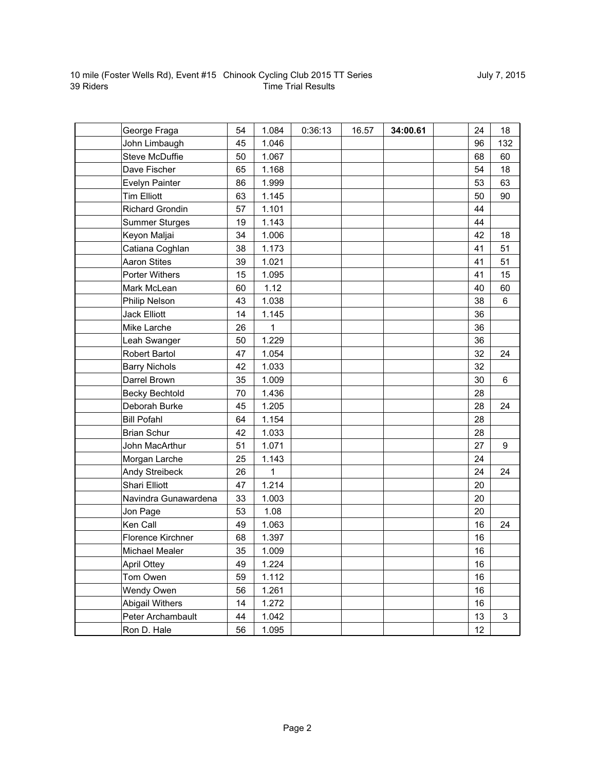10 mile (Foster Wells Rd), Event #15 Chinook Cycling Club 2015 TT Series July 7, 2015
39 Riders Time Trial Results

| | | | | | | | | | |
|---|---|---|---|---|---|---|---|---|---|
| | George Fraga | 54 | 1.084 | 0:36:13 | 16.57 | **34:00.61** | | 24 | 18 |
| | John Limbaugh | 45 | 1.046 | | | | | 96 | 132 |
| | Steve McDuffie | 50 | 1.067 | | | | | 68 | 60 |
| | Dave Fischer | 65 | 1.168 | | | | | 54 | 18 |
| | Evelyn Painter | 86 | 1.999 | | | | | 53 | 63 |
| | Tim Elliott | 63 | 1.145 | | | | | 50 | 90 |
| | Richard Grondin | 57 | 1.101 | | | | | 44 | |
| | Summer Sturges | 19 | 1.143 | | | | | 44 | |
| | Keyon Maljai | 34 | 1.006 | | | | | 42 | 18 |
| | Catiana Coghlan | 38 | 1.173 | | | | | 41 | 51 |
| | Aaron Stites | 39 | 1.021 | | | | | 41 | 51 |
| | Porter Withers | 15 | 1.095 | | | | | 41 | 15 |
| | Mark McLean | 60 | 1.12 | | | | | 40 | 60 |
| | Philip Nelson | 43 | 1.038 | | | | | 38 | 6 |
| | Jack Elliott | 14 | 1.145 | | | | | 36 | |
| | Mike Larche | 26 | 1 | | | | | 36 | |
| | Leah Swanger | 50 | 1.229 | | | | | 36 | |
| | Robert Bartol | 47 | 1.054 | | | | | 32 | 24 |
| | Barry Nichols | 42 | 1.033 | | | | | 32 | |
| | Darrel Brown | 35 | 1.009 | | | | | 30 | 6 |
| | Becky Bechtold | 70 | 1.436 | | | | | 28 | |
| | Deborah Burke | 45 | 1.205 | | | | | 28 | 24 |
| | Bill Pofahl | 64 | 1.154 | | | | | 28 | |
| | Brian Schur | 42 | 1.033 | | | | | 28 | |
| | John MacArthur | 51 | 1.071 | | | | | 27 | 9 |
| | Morgan Larche | 25 | 1.143 | | | | | 24 | |
| | Andy Streibeck | 26 | 1 | | | | | 24 | 24 |
| | Shari Elliott | 47 | 1.214 | | | | | 20 | |
| | Navindra Gunawardena | 33 | 1.003 | | | | | 20 | |
| | Jon Page | 53 | 1.08 | | | | | 20 | |
| | Ken Call | 49 | 1.063 | | | | | 16 | 24 |
| | Florence Kirchner | 68 | 1.397 | | | | | 16 | |
| | Michael Mealer | 35 | 1.009 | | | | | 16 | |
| | April Ottey | 49 | 1.224 | | | | | 16 | |
| | Tom Owen | 59 | 1.112 | | | | | 16 | |
| | Wendy Owen | 56 | 1.261 | | | | | 16 | |
| | Abigail Withers | 14 | 1.272 | | | | | 16 | |
| | Peter Archambault | 44 | 1.042 | | | | | 13 | 3 |
| | Ron D. Hale | 56 | 1.095 | | | | | 12 | |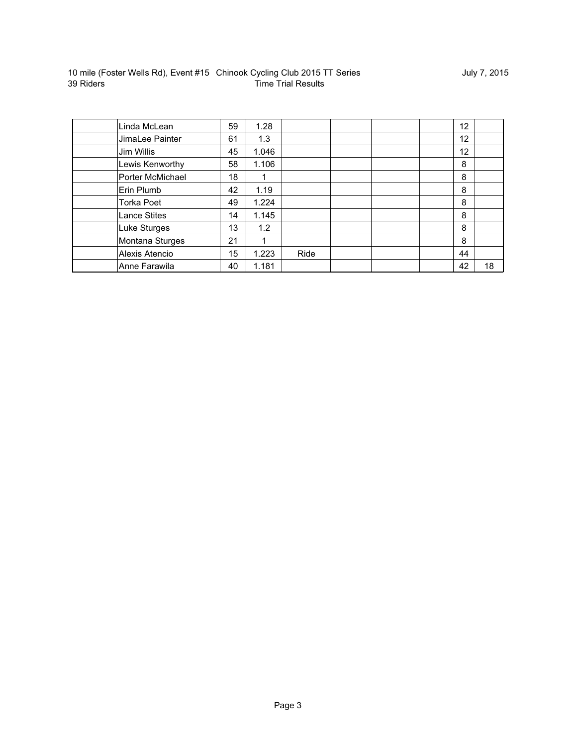10 mile (Foster Wells Rd), Event #15 Chinook Cycling Club 2015 TT Series July 7, 2015
39 Riders Time Trial Results

| | | | | | | | | | |
|---|---|---|---|---|---|---|---|---|---|
| | Linda McLean | 59 | 1.28 | | | | | 12 | |
| | JimaLee Painter | 61 | 1.3 | | | | | 12 | |
| | Jim Willis | 45 | 1.046 | | | | | 12 | |
| | Lewis Kenworthy | 58 | 1.106 | | | | | 8 | |
| | Porter McMichael | 18 | 1 | | | | | 8 | |
| | Erin Plumb | 42 | 1.19 | | | | | 8 | |
| | Torka Poet | 49 | 1.224 | | | | | 8 | |
| | Lance Stites | 14 | 1.145 | | | | | 8 | |
| | Luke Sturges | 13 | 1.2 | | | | | 8 | |
| | Montana Sturges | 21 | 1 | | | | | 8 | |
| | Alexis Atencio | 15 | 1.223 | Ride | | | | 44 | |
| | Anne Farawila | 40 | 1.181 | | | | | 42 | 18 |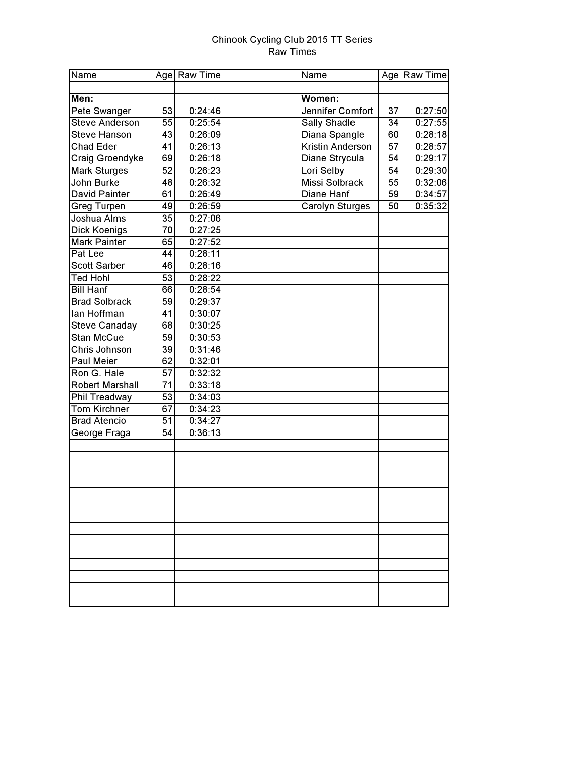Chinook Cycling Club 2015 TT Series
Raw Times

| Name | Age | Raw Time | | Name | Age | Raw Time |
|---|---|---|---|---|---|---|
| | | | | | | |
| **Men:** | | | | **Women:** | | |
| Pete Swanger | 53 | 0:24:46 | | Jennifer Comfort | 37 | 0:27:50 |
| Steve Anderson | 55 | 0:25:54 | | Sally Shadle | 34 | 0:27:55 |
| Steve Hanson | 43 | 0:26:09 | | Diana Spangle | 60 | 0:28:18 |
| Chad Eder | 41 | 0:26:13 | | Kristin Anderson | 57 | 0:28:57 |
| Craig Groendyke | 69 | 0:26:18 | | Diane Strycula | 54 | 0:29:17 |
| Mark Sturges | 52 | 0:26:23 | | Lori Selby | 54 | 0:29:30 |
| John Burke | 48 | 0:26:32 | | Missi Solbrack | 55 | 0:32:06 |
| David Painter | 61 | 0:26:49 | | Diane Hanf | 59 | 0:34:57 |
| Greg Turpen | 49 | 0:26:59 | | Carolyn Sturges | 50 | 0:35:32 |
| Joshua Alms | 35 | 0:27:06 | | | | |
| Dick Koenigs | 70 | 0:27:25 | | | | |
| Mark Painter | 65 | 0:27:52 | | | | |
| Pat Lee | 44 | 0:28:11 | | | | |
| Scott Sarber | 46 | 0:28:16 | | | | |
| Ted Hohl | 53 | 0:28:22 | | | | |
| Bill Hanf | 66 | 0:28:54 | | | | |
| Brad Solbrack | 59 | 0:29:37 | | | | |
| Ian Hoffman | 41 | 0:30:07 | | | | |
| Steve Canaday | 68 | 0:30:25 | | | | |
| Stan McCue | 59 | 0:30:53 | | | | |
| Chris Johnson | 39 | 0:31:46 | | | | |
| Paul Meier | 62 | 0:32:01 | | | | |
| Ron G. Hale | 57 | 0:32:32 | | | | |
| Robert Marshall | 71 | 0:33:18 | | | | |
| Phil Treadway | 53 | 0:34:03 | | | | |
| Tom Kirchner | 67 | 0:34:23 | | | | |
| Brad Atencio | 51 | 0:34:27 | | | | |
| George Fraga | 54 | 0:36:13 | | | | |